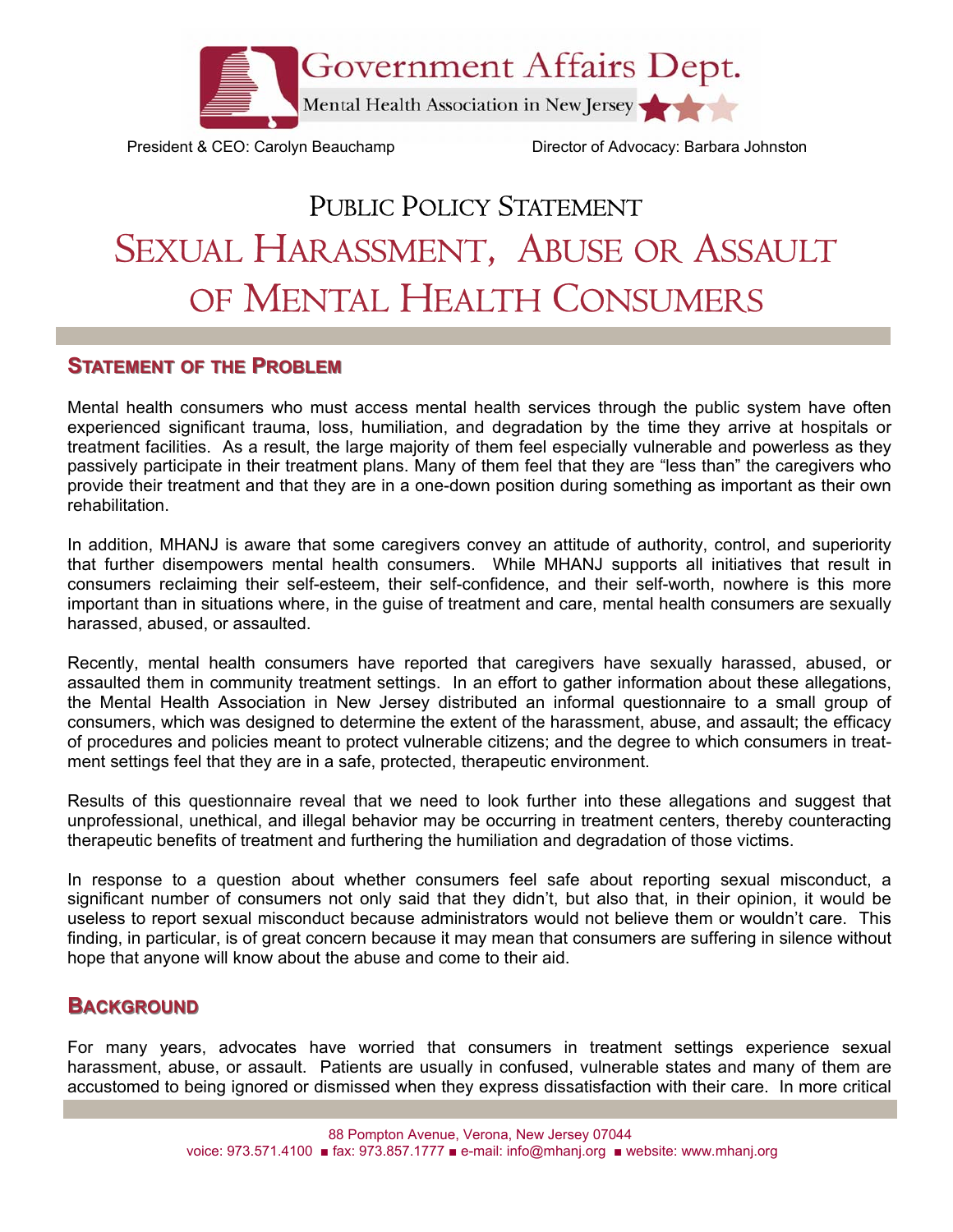Government Affairs Dept.

Mental Health Association in New Jersey

President & CEO: Carolyn Beauchamp

Director of Advocacy: Barbara Johnston

# PUBLIC POLICY STATEMENT

# SEXUAL HARASSMENT, ABUSE OR ASSAULT OF MENTAL HEALTH CONSUMERS

## STATEMENT OF THE PROBLEM

Mental health consumers who must access mental health services through the public system have often experienced significant trauma, loss, humiliation, and degradation by the time they arrive at hospitals or treatment facilities. As a result, the large majority of them feel especially vulnerable and powerless as they passively participate in their treatment plans. Many of them feel that they are "less than" the caregivers who provide their treatment and that they are in a one-down position during something as important as their own rehabilitation.

In addition, MHANJ is aware that some caregivers convey an attitude of authority, control, and superiority that further disempowers mental health consumers. While MHANJ supports all initiatives that result in consumers reclaiming their self-esteem, their self-confidence, and their self-worth, nowhere is this more important than in situations where, in the guise of treatment and care, mental health consumers are sexually harassed, abused, or assaulted.

Recently, mental health consumers have reported that caregivers have sexually harassed, abused, or assaulted them in community treatment settings. In an effort to gather information about these allegations, the Mental Health Association in New Jersey distributed an informal questionnaire to a small group of consumers, which was designed to determine the extent of the harassment, abuse, and assault; the efficacy of procedures and policies meant to protect vulnerable citizens; and the degree to which consumers in treatment settings feel that they are in a safe, protected, therapeutic environment.

Results of this questionnaire reveal that we need to look further into these allegations and suggest that unprofessional, unethical, and illegal behavior may be occurring in treatment centers, thereby counteracting therapeutic benefits of treatment and furthering the humiliation and degradation of those victims.

In response to a question about whether consumers feel safe about reporting sexual misconduct, a significant number of consumers not only said that they didn't, but also that, in their opinion, it would be useless to report sexual misconduct because administrators would not believe them or wouldn't care. This finding, in particular, is of great concern because it may mean that consumers are suffering in silence without hope that anyone will know about the abuse and come to their aid.

## BACKGROUND

For many years, advocates have worried that consumers in treatment settings experience sexual harassment, abuse, or assault. Patients are usually in confused, vulnerable states and many of them are accustomed to being ignored or dismissed when they express dissatisfaction with their care. In more critical

88 Pompton Avenue, Verona, New Jersey 07044
voice: 973.571.4100 ■ fax: 973.857.1777 ■ e-mail: info@mhanj.org ■ website: www.mhanj.org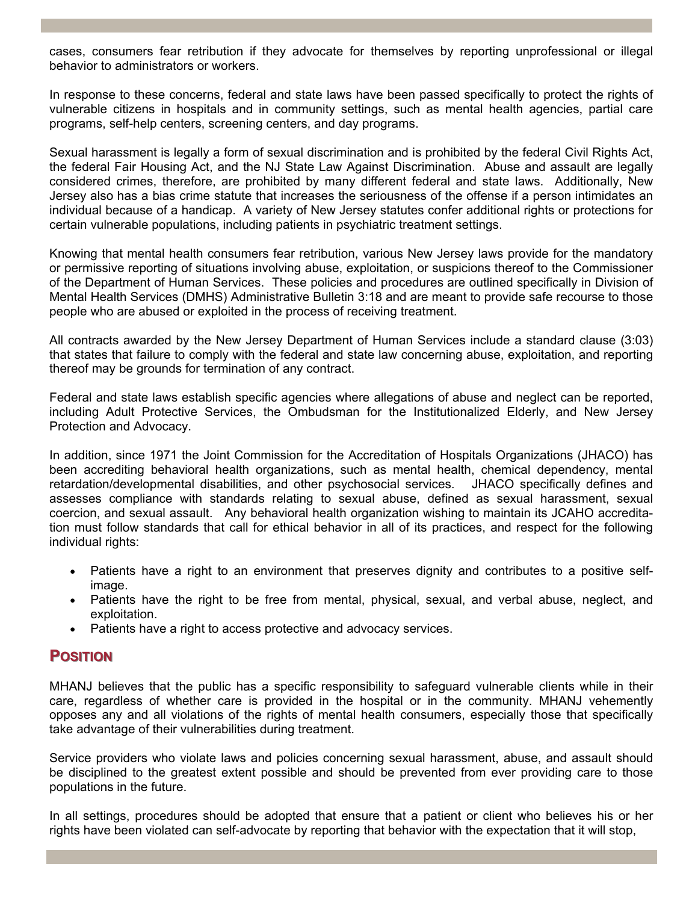cases, consumers fear retribution if they advocate for themselves by reporting unprofessional or illegal behavior to administrators or workers.

In response to these concerns, federal and state laws have been passed specifically to protect the rights of vulnerable citizens in hospitals and in community settings, such as mental health agencies, partial care programs, self-help centers, screening centers, and day programs.

Sexual harassment is legally a form of sexual discrimination and is prohibited by the federal Civil Rights Act, the federal Fair Housing Act, and the NJ State Law Against Discrimination. Abuse and assault are legally considered crimes, therefore, are prohibited by many different federal and state laws. Additionally, New Jersey also has a bias crime statute that increases the seriousness of the offense if a person intimidates an individual because of a handicap. A variety of New Jersey statutes confer additional rights or protections for certain vulnerable populations, including patients in psychiatric treatment settings.

Knowing that mental health consumers fear retribution, various New Jersey laws provide for the mandatory or permissive reporting of situations involving abuse, exploitation, or suspicions thereof to the Commissioner of the Department of Human Services. These policies and procedures are outlined specifically in Division of Mental Health Services (DMHS) Administrative Bulletin 3:18 and are meant to provide safe recourse to those people who are abused or exploited in the process of receiving treatment.

All contracts awarded by the New Jersey Department of Human Services include a standard clause (3:03) that states that failure to comply with the federal and state law concerning abuse, exploitation, and reporting thereof may be grounds for termination of any contract.

Federal and state laws establish specific agencies where allegations of abuse and neglect can be reported, including Adult Protective Services, the Ombudsman for the Institutionalized Elderly, and New Jersey Protection and Advocacy.

In addition, since 1971 the Joint Commission for the Accreditation of Hospitals Organizations (JHACO) has been accrediting behavioral health organizations, such as mental health, chemical dependency, mental retardation/developmental disabilities, and other psychosocial services. JHACO specifically defines and assesses compliance with standards relating to sexual abuse, defined as sexual harassment, sexual coercion, and sexual assault. Any behavioral health organization wishing to maintain its JCAHO accreditation must follow standards that call for ethical behavior in all of its practices, and respect for the following individual rights:

- Patients have a right to an environment that preserves dignity and contributes to a positive self-image.
- Patients have the right to be free from mental, physical, sexual, and verbal abuse, neglect, and exploitation.
- Patients have a right to access protective and advocacy services.

## Position

MHANJ believes that the public has a specific responsibility to safeguard vulnerable clients while in their care, regardless of whether care is provided in the hospital or in the community. MHANJ vehemently opposes any and all violations of the rights of mental health consumers, especially those that specifically take advantage of their vulnerabilities during treatment.

Service providers who violate laws and policies concerning sexual harassment, abuse, and assault should be disciplined to the greatest extent possible and should be prevented from ever providing care to those populations in the future.

In all settings, procedures should be adopted that ensure that a patient or client who believes his or her rights have been violated can self-advocate by reporting that behavior with the expectation that it will stop,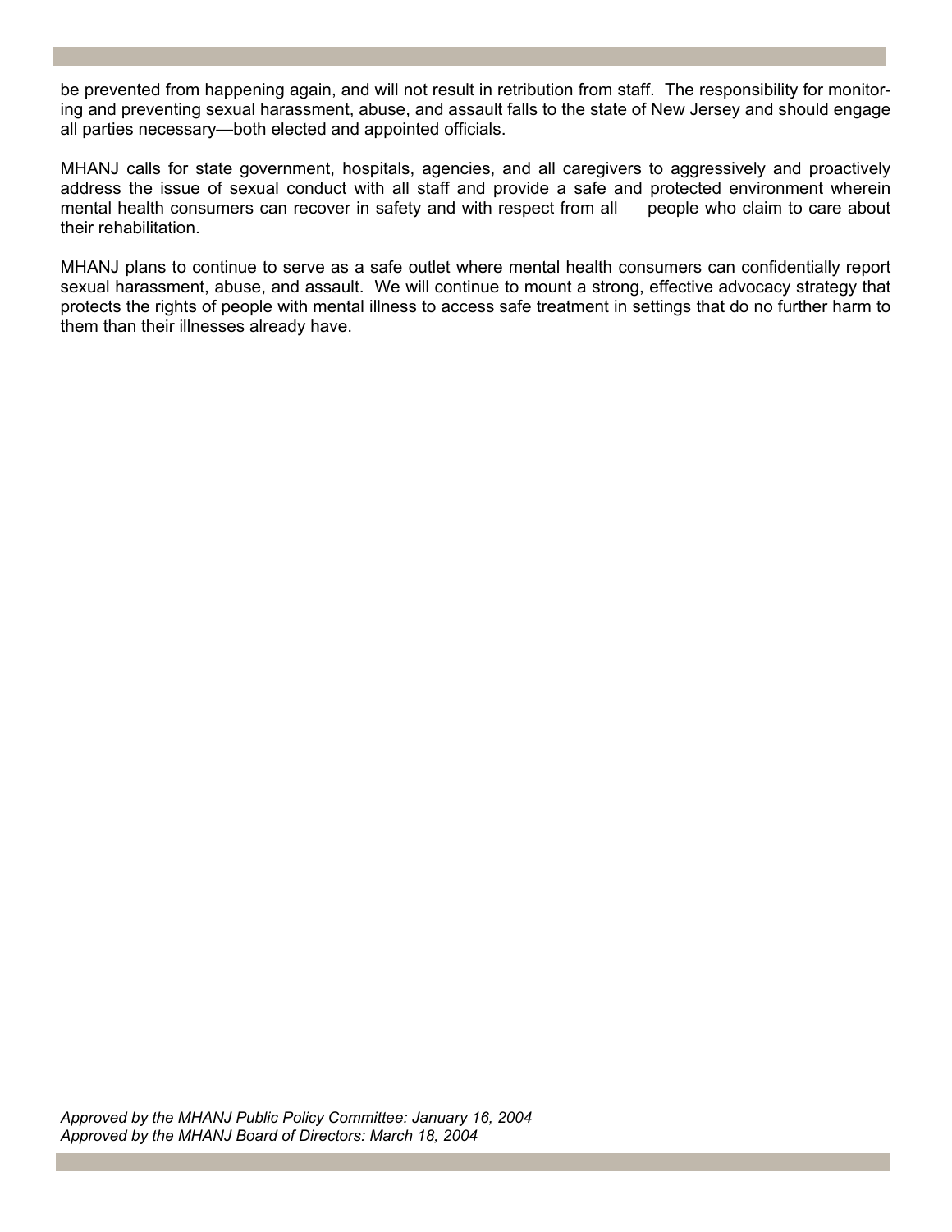be prevented from happening again, and will not result in retribution from staff. The responsibility for monitoring and preventing sexual harassment, abuse, and assault falls to the state of New Jersey and should engage all parties necessary—both elected and appointed officials.

MHANJ calls for state government, hospitals, agencies, and all caregivers to aggressively and proactively address the issue of sexual conduct with all staff and provide a safe and protected environment wherein mental health consumers can recover in safety and with respect from all people who claim to care about their rehabilitation.

MHANJ plans to continue to serve as a safe outlet where mental health consumers can confidentially report sexual harassment, abuse, and assault. We will continue to mount a strong, effective advocacy strategy that protects the rights of people with mental illness to access safe treatment in settings that do no further harm to them than their illnesses already have.

*Approved by the MHANJ Public Policy Committee: January 16, 2004*
*Approved by the MHANJ Board of Directors: March 18, 2004*